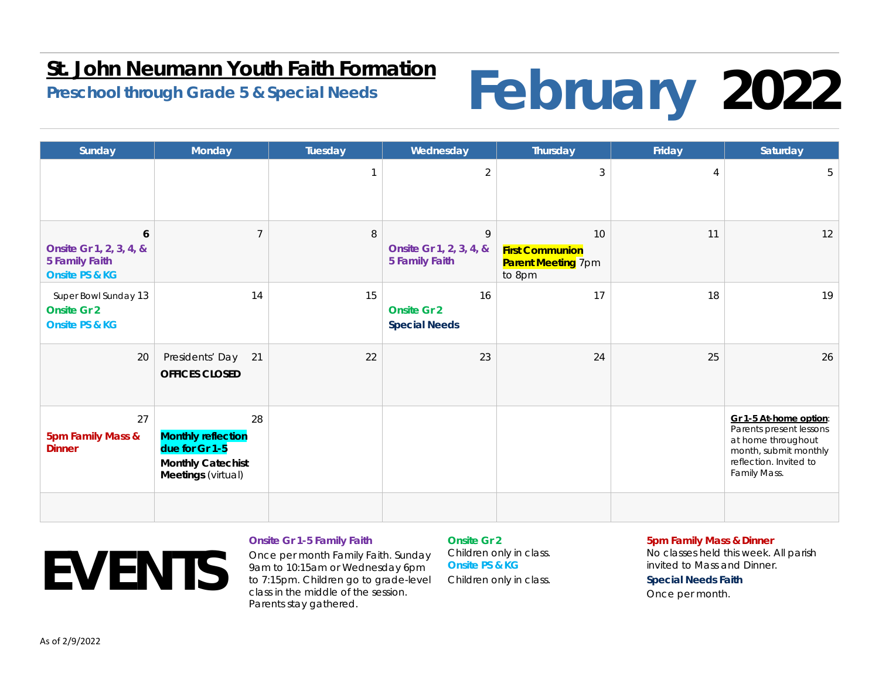# St. John Neumann Youth Faith Formation

## Preschool through Grade 5 & Special Needs

# February 2022

| Sunday | Monday | Tuesday | Wednesday | Thursday | Friday | Saturday |
| --- | --- | --- | --- | --- | --- | --- |
| | | 1 | 2 | 3 | 4 | 5 |
| **6** **Onsite Gr 1, 2, 3, 4, & 5 Family Faith** **Onsite PS & KG** | 7 | 8 | 9 **Onsite Gr 1, 2, 3, 4, & 5 Family Faith** | 10 **First Communion Parent Meeting** 7pm to 8pm | 11 | 12 |
| Super Bowl Sunday 13 **Onsite Gr 2** **Onsite PS & KG** | 14 | 15 | 16 **Onsite Gr 2** **Special Needs** | 17 | 18 | 19 |
| 20 | Presidents' Day 21 **OFFICES CLOSED** | 22 | 23 | 24 | 25 | 26 |
| 27 **5pm Family Mass & Dinner** | 28 **Monthly reflection due for Gr 1-5** **Monthly Catechist Meetings** (virtual) | | | | | **Gr 1-5 At-home option**: Parents present lessons at home throughout month, submit monthly reflection. Invited to Family Mass. |
| | | | | | | |

# EVENTS

**Onsite Gr 1-5 Family Faith**
Once per month Family Faith. Sunday 9am to 10:15am or Wednesday 6pm to 7:15pm. Children go to grade-level class in the middle of the session. Parents stay gathered.

**Onsite Gr 2**
Children only in class.

**Onsite PS & KG**
Children only in class.

**5pm Family Mass & Dinner**
No classes held this week. All parish invited to Mass and Dinner.

**Special Needs Faith**
Once per month.

As of 2/9/2022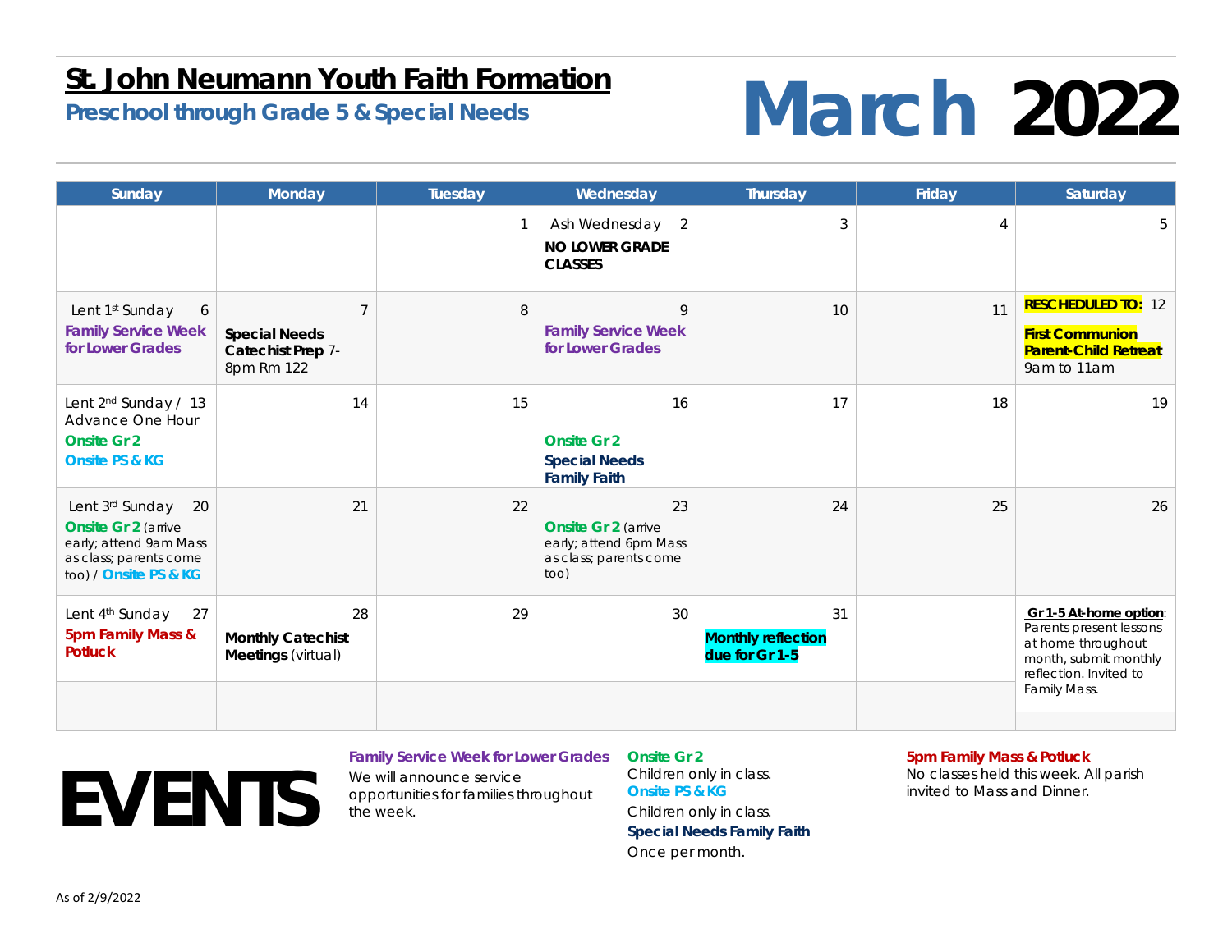# St. John Neumann Youth Faith Formation

**Preschool through Grade 5 & Special Needs**

# March 2022

| Sunday | Monday | Tuesday | Wednesday | Thursday | Friday | Saturday |
|---|---|---|---|---|---|---|
| | | 1 | Ash Wednesday 2<br>**NO LOWER GRADE CLASSES** | 3 | 4 | 5 |
| Lent 1st Sunday 6<br>**Family Service Week for Lower Grades** | 7<br>**Special Needs Catechist Prep** 7-8pm Rm 122 | 8 | 9<br>**Family Service Week for Lower Grades** | 10 | 11 | **RESCHEDULED TO:** 12<br>**First Communion Parent-Child Retreat**<br>9am to 11am |
| Lent 2nd Sunday / 13<br>Advance One Hour<br>**Onsite Gr 2**<br>**Onsite PS & KG** | 14 | 15 | 16<br>**Onsite Gr 2**<br>**Special Needs Family Faith** | 17 | 18 | 19 |
| Lent 3rd Sunday 20<br>**Onsite Gr 2** (arrive early; attend 9am Mass as class; parents come too) / **Onsite PS & KG** | 21 | 22 | 23<br>**Onsite Gr 2** (arrive early; attend 6pm Mass as class; parents come too) | 24 | 25 | 26 |
| Lent 4th Sunday 27<br>**5pm Family Mass & Potluck** | 28<br>**Monthly Catechist Meetings** (virtual) | 29 | 30 | 31<br>**Monthly reflection due for Gr 1-5** | | **Gr 1-5 At-home option**: Parents present lessons at home throughout month, submit monthly reflection. Invited to Family Mass. |

# EVENTS

**Family Service Week for Lower Grades**
We will announce service opportunities for families throughout the week.

**Onsite Gr 2**
Children only in class.

**Onsite PS & KG**
Children only in class.

**Special Needs Family Faith**
Once per month.

**5pm Family Mass & Potluck**
No classes held this week. All parish invited to Mass and Dinner.

As of 2/9/2022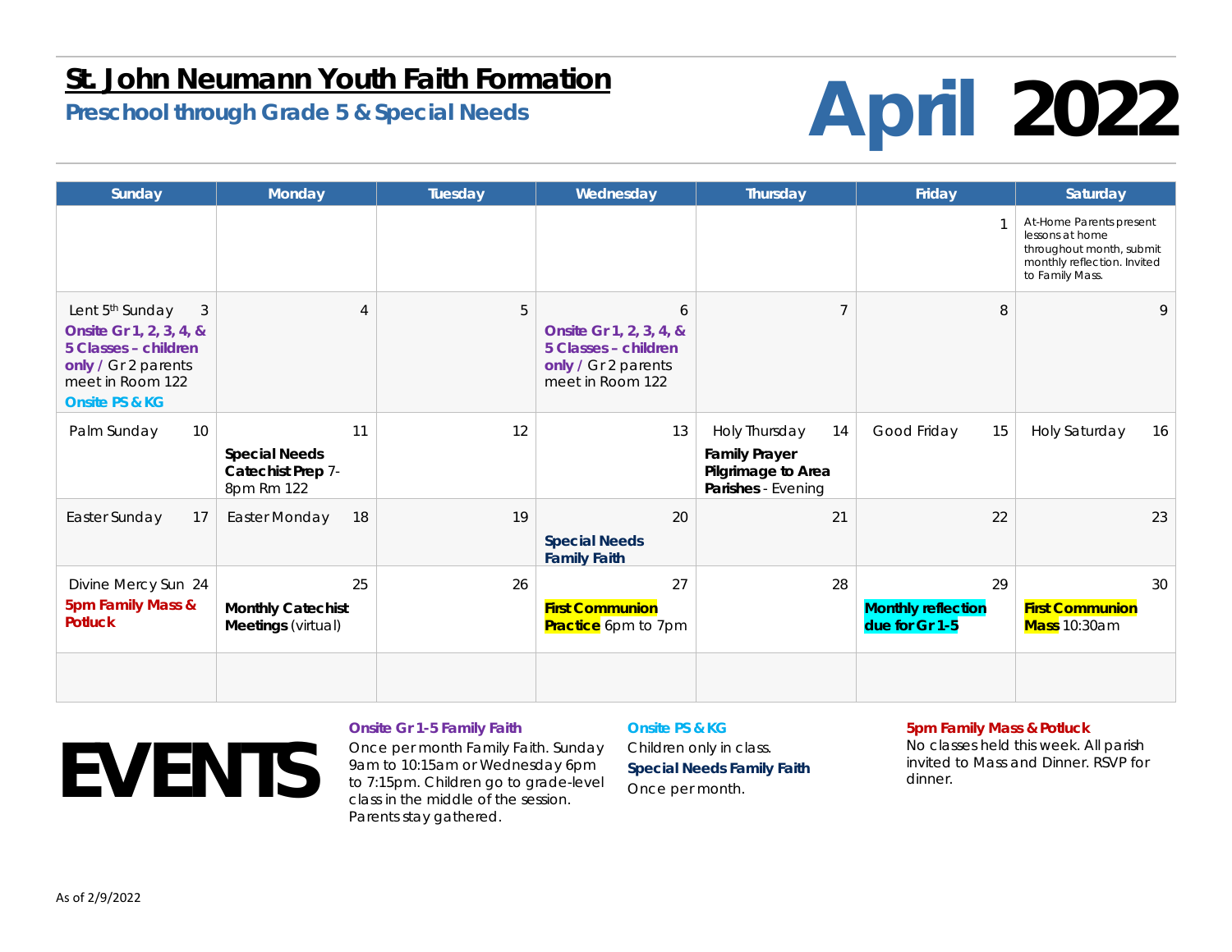# St. John Neumann Youth Faith Formation

## Preschool through Grade 5 & Special Needs

# April 2022

| Sunday | Monday | Tuesday | Wednesday | Thursday | Friday | Saturday |
|---|---|---|---|---|---|---|
| | | | | | 1 | At-Home Parents present lessons at home throughout month, submit monthly reflection. Invited to Family Mass. |
| Lent 5th Sunday 3 **Onsite Gr 1, 2, 3, 4, & 5 Classes – children only** / Gr 2 parents meet in Room 122 **Onsite PS & KG** | 4 | 5 | 6 **Onsite Gr 1, 2, 3, 4, & 5 Classes – children only** / Gr 2 parents meet in Room 122 | 7 | 8 | 9 |
| Palm Sunday 10 | 11 **Special Needs Catechist Prep** 7-8pm Rm 122 | 12 | 13 | Holy Thursday 14 **Family Prayer Pilgrimage to Area Parishes** - Evening | Good Friday 15 | Holy Saturday 16 |
| Easter Sunday 17 | Easter Monday 18 | 19 | 20 **Special Needs Family Faith** | 21 | 22 | 23 |
| Divine Mercy Sun 24 **5pm Family Mass & Potluck** | 25 **Monthly Catechist Meetings** (virtual) | 26 | 27 **First Communion Practice** 6pm to 7pm | 28 | 29 **Monthly reflection due for Gr 1-5** | 30 **First Communion Mass** 10:30am |
| | | | | | | |

# EVENTS

**Onsite Gr 1-5 Family Faith**
Once per month Family Faith. Sunday 9am to 10:15am or Wednesday 6pm to 7:15pm. Children go to grade-level class in the middle of the session. Parents stay gathered.

**Onsite PS & KG**
Children only in class.

**Special Needs Family Faith**
Once per month.

**5pm Family Mass & Potluck**
No classes held this week. All parish invited to Mass and Dinner. RSVP for dinner.

As of 2/9/2022